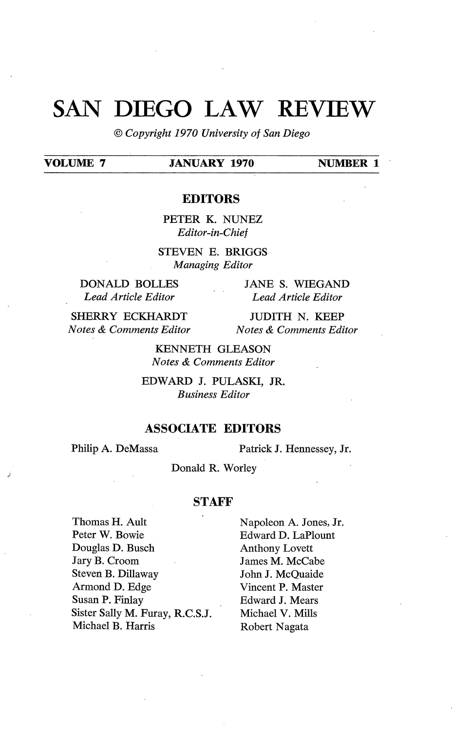# SAN DIEGO LAW REVIEW

*© Copyright 1970 University of San Diego*

**VOLUME 7** **JANUARY 1970** **NUMBER 1**

## EDITORS

PETER K. NUNEZ
*Editor-in-Chief*

STEVEN E. BRIGGS
*Managing Editor*

DONALD BOLLES
*Lead Article Editor*

JANE S. WIEGAND
*Lead Article Editor*

SHERRY ECKHARDT
*Notes & Comments Editor*

JUDITH N. KEEP
*Notes & Comments Editor*

KENNETH GLEASON
*Notes & Comments Editor*

EDWARD J. PULASKI, JR.
*Business Editor*

## ASSOCIATE EDITORS

Philip A. DeMassa

Patrick J. Hennessey, Jr.

Donald R. Worley

## STAFF

Thomas H. Ault
Peter W. Bowie
Douglas D. Busch
Jary B. Croom
Steven B. Dillaway
Armond D. Edge
Susan P. Finlay
Sister Sally M. Furay, R.C.S.J.
Michael B. Harris
Napoleon A. Jones, Jr.
Edward D. LaPlount
Anthony Lovett
James M. McCabe
John J. McQuaide
Vincent P. Master
Edward J. Mears
Michael V. Mills
Robert Nagata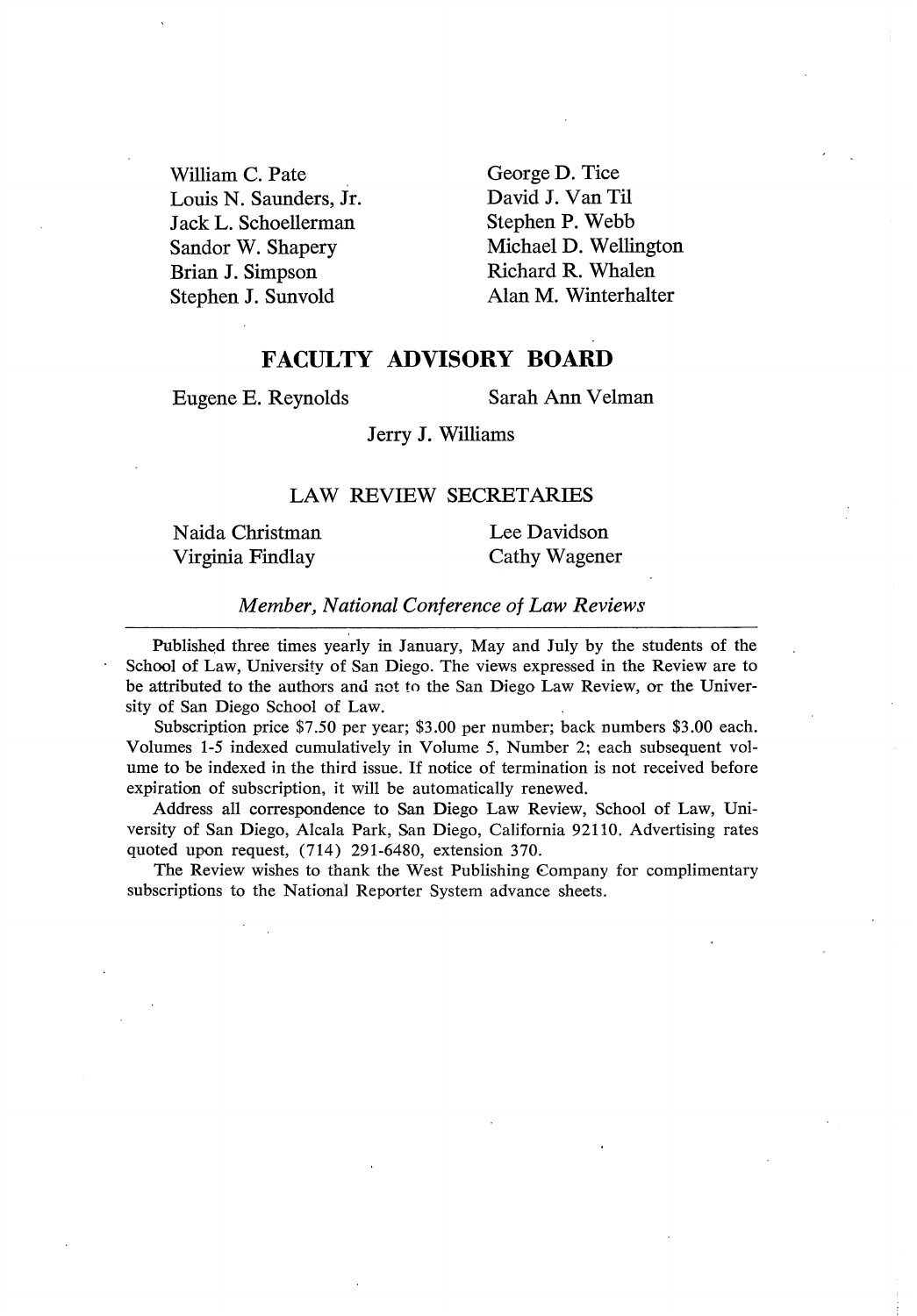William C. Pate
Louis N. Saunders, Jr.
Jack L. Schoellerman
Sandor W. Shapery
Brian J. Simpson
Stephen J. Sunvold
George D. Tice
David J. Van Til
Stephen P. Webb
Michael D. Wellington
Richard R. Whalen
Alan M. Winterhalter

## FACULTY ADVISORY BOARD

Eugene E. Reynolds
Sarah Ann Velman
Jerry J. Williams

### LAW REVIEW SECRETARIES

Naida Christman
Virginia Findlay
Lee Davidson
Cathy Wagener

*Member, National Conference of Law Reviews*

---

Published three times yearly in January, May and July by the students of the School of Law, University of San Diego. The views expressed in the Review are to be attributed to the authors and not to the San Diego Law Review, or the University of San Diego School of Law.

Subscription price $7.50 per year; $3.00 per number; back numbers $3.00 each. Volumes 1-5 indexed cumulatively in Volume 5, Number 2; each subsequent volume to be indexed in the third issue. If notice of termination is not received before expiration of subscription, it will be automatically renewed.

Address all correspondence to San Diego Law Review, School of Law, University of San Diego, Alcala Park, San Diego, California 92110. Advertising rates quoted upon request, (714) 291-6480, extension 370.

The Review wishes to thank the West Publishing Company for complimentary subscriptions to the National Reporter System advance sheets.